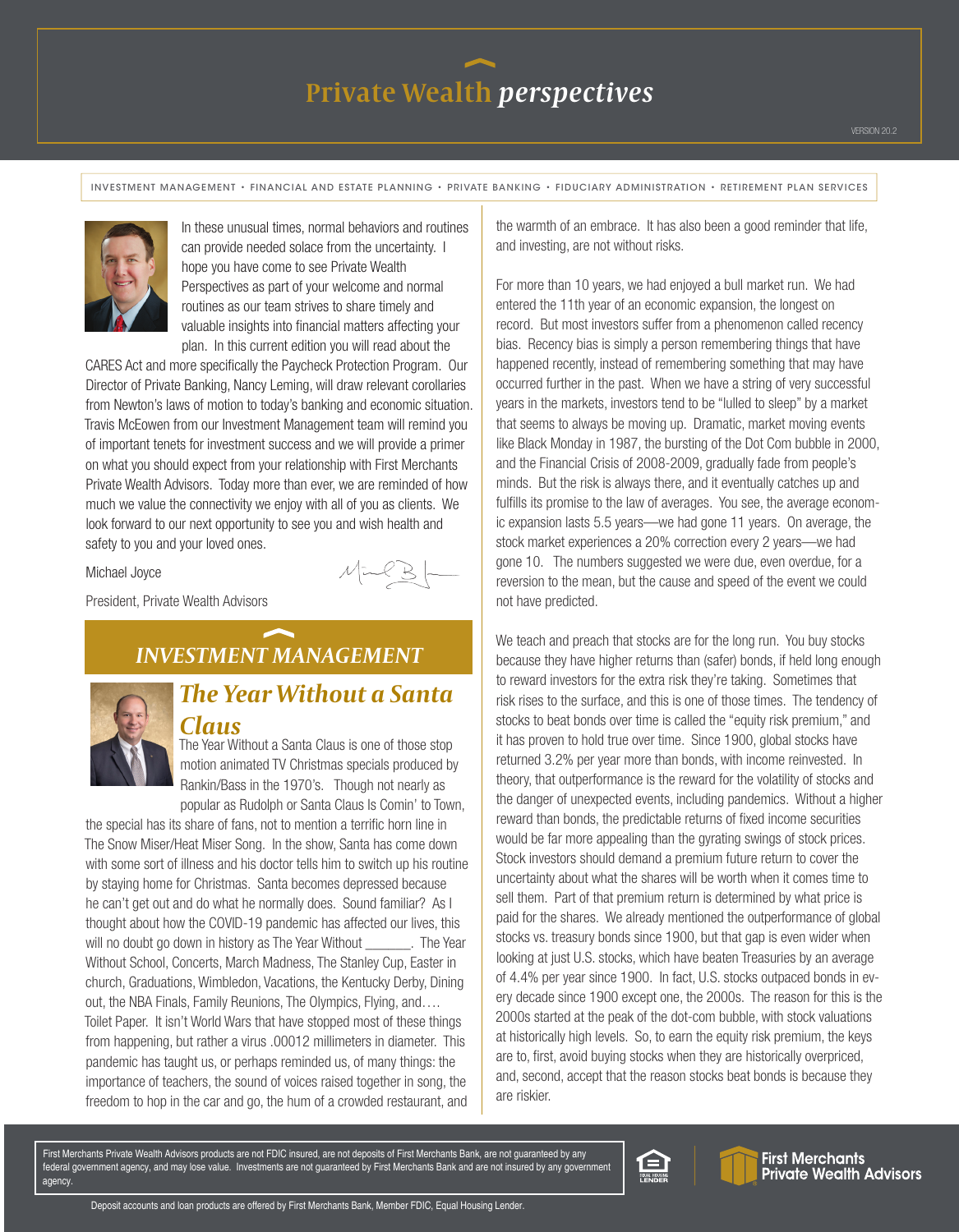# Private Wealth *perspectives*

VERSION 20.2

INVESTMENT MANAGEMENT • FINANCIAL AND ESTATE PLANNING • PRIVATE BANKING • FIDUCIARY ADMINISTRATION • RETIREMENT PLAN SERVICES

In these unusual times, normal behaviors and routines can provide needed solace from the uncertainty. I hope you have come to see Private Wealth Perspectives as part of your welcome and normal routines as our team strives to share timely and valuable insights into financial matters affecting your plan. In this current edition you will read about the CARES Act and more specifically the Paycheck Protection Program. Our Director of Private Banking, Nancy Leming, will draw relevant corollaries from Newton's laws of motion to today's banking and economic situation. Travis McEowen from our Investment Management team will remind you of important tenets for investment success and we will provide a primer on what you should expect from your relationship with First Merchants Private Wealth Advisors. Today more than ever, we are reminded of how much we value the connectivity we enjoy with all of you as clients. We look forward to our next opportunity to see you and wish health and safety to you and your loved ones.

Michael Joyce

President, Private Wealth Advisors

## *INVESTMENT MANAGEMENT*

### *The Year Without a Santa Claus*

The Year Without a Santa Claus is one of those stop motion animated TV Christmas specials produced by Rankin/Bass in the 1970's. Though not nearly as popular as Rudolph or Santa Claus Is Comin' to Town, the special has its share of fans, not to mention a terrific horn line in The Snow Miser/Heat Miser Song. In the show, Santa has come down with some sort of illness and his doctor tells him to switch up his routine by staying home for Christmas. Santa becomes depressed because he can't get out and do what he normally does. Sound familiar? As I thought about how the COVID-19 pandemic has affected our lives, this will no doubt go down in history as The Year Without ______. The Year Without School, Concerts, March Madness, The Stanley Cup, Easter in church, Graduations, Wimbledon, Vacations, the Kentucky Derby, Dining out, the NBA Finals, Family Reunions, The Olympics, Flying, and…. Toilet Paper. It isn't World Wars that have stopped most of these things from happening, but rather a virus .00012 millimeters in diameter. This pandemic has taught us, or perhaps reminded us, of many things: the importance of teachers, the sound of voices raised together in song, the freedom to hop in the car and go, the hum of a crowded restaurant, and the warmth of an embrace. It has also been a good reminder that life, and investing, are not without risks.

For more than 10 years, we had enjoyed a bull market run. We had entered the 11th year of an economic expansion, the longest on record. But most investors suffer from a phenomenon called recency bias. Recency bias is simply a person remembering things that have happened recently, instead of remembering something that may have occurred further in the past. When we have a string of very successful years in the markets, investors tend to be "lulled to sleep" by a market that seems to always be moving up. Dramatic, market moving events like Black Monday in 1987, the bursting of the Dot Com bubble in 2000, and the Financial Crisis of 2008-2009, gradually fade from people's minds. But the risk is always there, and it eventually catches up and fulfills its promise to the law of averages. You see, the average economic expansion lasts 5.5 years—we had gone 11 years. On average, the stock market experiences a 20% correction every 2 years—we had gone 10. The numbers suggested we were due, even overdue, for a reversion to the mean, but the cause and speed of the event we could not have predicted.

We teach and preach that stocks are for the long run. You buy stocks because they have higher returns than (safer) bonds, if held long enough to reward investors for the extra risk they're taking. Sometimes that risk rises to the surface, and this is one of those times. The tendency of stocks to beat bonds over time is called the "equity risk premium," and it has proven to hold true over time. Since 1900, global stocks have returned 3.2% per year more than bonds, with income reinvested. In theory, that outperformance is the reward for the volatility of stocks and the danger of unexpected events, including pandemics. Without a higher reward than bonds, the predictable returns of fixed income securities would be far more appealing than the gyrating swings of stock prices. Stock investors should demand a premium future return to cover the uncertainty about what the shares will be worth when it comes time to sell them. Part of that premium return is determined by what price is paid for the shares. We already mentioned the outperformance of global stocks vs. treasury bonds since 1900, but that gap is even wider when looking at just U.S. stocks, which have beaten Treasuries by an average of 4.4% per year since 1900. In fact, U.S. stocks outpaced bonds in every decade since 1900 except one, the 2000s. The reason for this is the 2000s started at the peak of the dot-com bubble, with stock valuations at historically high levels. So, to earn the equity risk premium, the keys are to, first, avoid buying stocks when they are historically overpriced, and, second, accept that the reason stocks beat bonds is because they are riskier.

First Merchants Private Wealth Advisors products are not FDIC insured, are not deposits of First Merchants Bank, are not guaranteed by any federal government agency, and may lose value. Investments are not guaranteed by First Merchants Bank and are not insured by any government agency.

Deposit accounts and loan products are offered by First Merchants Bank, Member FDIC, Equal Housing Lender.

First Merchants Private Wealth Advisors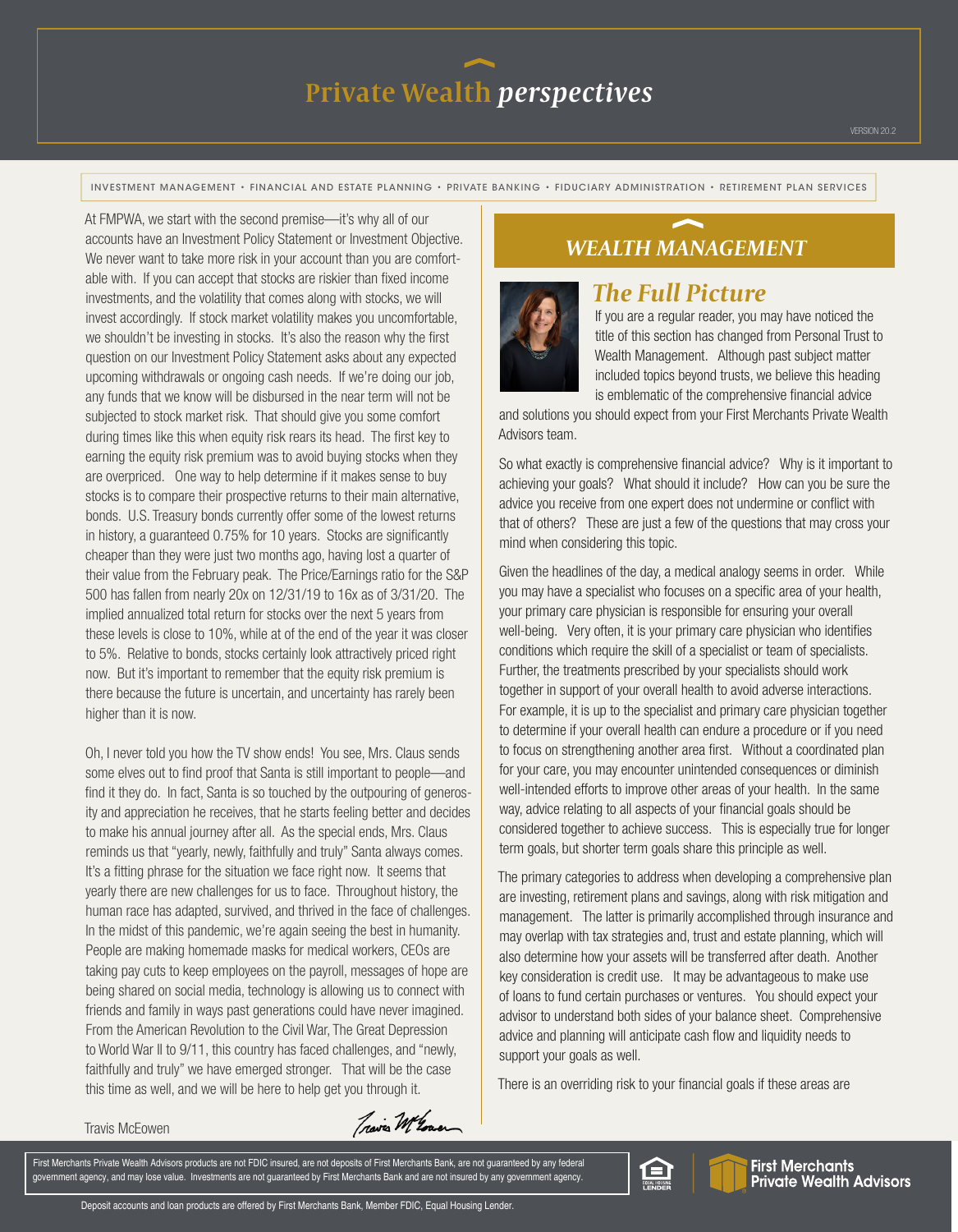# Private Wealth *perspectives*

VERSION 20.2

INVESTMENT MANAGEMENT • FINANCIAL AND ESTATE PLANNING • PRIVATE BANKING • FIDUCIARY ADMINISTRATION • RETIREMENT PLAN SERVICES

At FMPWA, we start with the second premise—it's why all of our accounts have an Investment Policy Statement or Investment Objective. We never want to take more risk in your account than you are comfortable with. If you can accept that stocks are riskier than fixed income investments, and the volatility that comes along with stocks, we will invest accordingly. If stock market volatility makes you uncomfortable, we shouldn't be investing in stocks. It's also the reason why the first question on our Investment Policy Statement asks about any expected upcoming withdrawals or ongoing cash needs. If we're doing our job, any funds that we know will be disbursed in the near term will not be subjected to stock market risk. That should give you some comfort during times like this when equity risk rears its head. The first key to earning the equity risk premium was to avoid buying stocks when they are overpriced. One way to help determine if it makes sense to buy stocks is to compare their prospective returns to their main alternative, bonds. U.S. Treasury bonds currently offer some of the lowest returns in history, a guaranteed 0.75% for 10 years. Stocks are significantly cheaper than they were just two months ago, having lost a quarter of their value from the February peak. The Price/Earnings ratio for the S&P 500 has fallen from nearly 20x on 12/31/19 to 16x as of 3/31/20. The implied annualized total return for stocks over the next 5 years from these levels is close to 10%, while at of the end of the year it was closer to 5%. Relative to bonds, stocks certainly look attractively priced right now. But it's important to remember that the equity risk premium is there because the future is uncertain, and uncertainty has rarely been higher than it is now.

Oh, I never told you how the TV show ends! You see, Mrs. Claus sends some elves out to find proof that Santa is still important to people—and find it they do. In fact, Santa is so touched by the outpouring of generosity and appreciation he receives, that he starts feeling better and decides to make his annual journey after all. As the special ends, Mrs. Claus reminds us that "yearly, newly, faithfully and truly" Santa always comes. It's a fitting phrase for the situation we face right now. It seems that yearly there are new challenges for us to face. Throughout history, the human race has adapted, survived, and thrived in the face of challenges. In the midst of this pandemic, we're again seeing the best in humanity. People are making homemade masks for medical workers, CEOs are taking pay cuts to keep employees on the payroll, messages of hope are being shared on social media, technology is allowing us to connect with friends and family in ways past generations could have never imagined. From the American Revolution to the Civil War, The Great Depression to World War II to 9/11, this country has faced challenges, and "newly, faithfully and truly" we have emerged stronger. That will be the case this time as well, and we will be here to help get you through it.

Travis McEowen

## *WEALTH MANAGEMENT*

### *The Full Picture*

If you are a regular reader, you may have noticed the title of this section has changed from Personal Trust to Wealth Management. Although past subject matter included topics beyond trusts, we believe this heading is emblematic of the comprehensive financial advice and solutions you should expect from your First Merchants Private Wealth Advisors team.

So what exactly is comprehensive financial advice? Why is it important to achieving your goals? What should it include? How can you be sure the advice you receive from one expert does not undermine or conflict with that of others? These are just a few of the questions that may cross your mind when considering this topic.

Given the headlines of the day, a medical analogy seems in order. While you may have a specialist who focuses on a specific area of your health, your primary care physician is responsible for ensuring your overall well-being. Very often, it is your primary care physician who identifies conditions which require the skill of a specialist or team of specialists. Further, the treatments prescribed by your specialists should work together in support of your overall health to avoid adverse interactions. For example, it is up to the specialist and primary care physician together to determine if your overall health can endure a procedure or if you need to focus on strengthening another area first. Without a coordinated plan for your care, you may encounter unintended consequences or diminish well-intended efforts to improve other areas of your health. In the same way, advice relating to all aspects of your financial goals should be considered together to achieve success. This is especially true for longer term goals, but shorter term goals share this principle as well.

The primary categories to address when developing a comprehensive plan are investing, retirement plans and savings, along with risk mitigation and management. The latter is primarily accomplished through insurance and may overlap with tax strategies and, trust and estate planning, which will also determine how your assets will be transferred after death. Another key consideration is credit use. It may be advantageous to make use of loans to fund certain purchases or ventures. You should expect your advisor to understand both sides of your balance sheet. Comprehensive advice and planning will anticipate cash flow and liquidity needs to support your goals as well.

There is an overriding risk to your financial goals if these areas are

First Merchants Private Wealth Advisors products are not FDIC insured, are not deposits of First Merchants Bank, are not guaranteed by any federal government agency, and may lose value. Investments are not guaranteed by First Merchants Bank and are not insured by any government agency.

First Merchants Private Wealth Advisors

Deposit accounts and loan products are offered by First Merchants Bank, Member FDIC, Equal Housing Lender.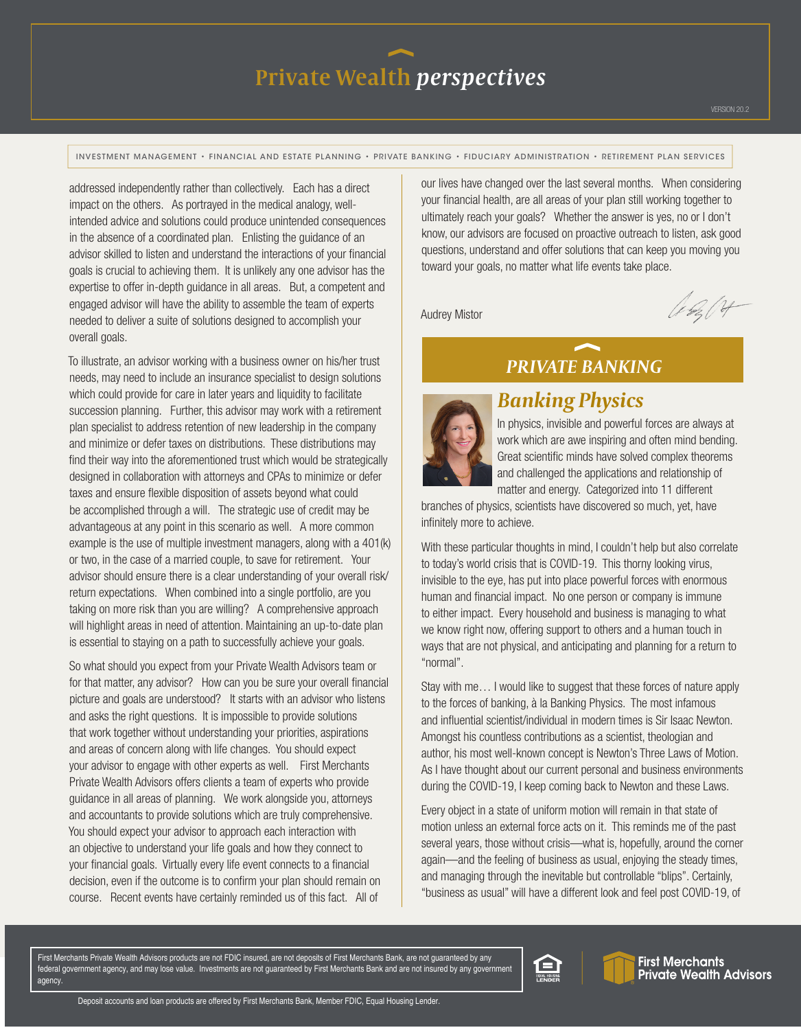addressed independently rather than collectively. Each has a direct impact on the others. As portrayed in the medical analogy, well-intended advice and solutions could produce unintended consequences in the absence of a coordinated plan. Enlisting the guidance of an advisor skilled to listen and understand the interactions of your financial goals is crucial to achieving them. It is unlikely any one advisor has the expertise to offer in-depth guidance in all areas. But, a competent and engaged advisor will have the ability to assemble the team of experts needed to deliver a suite of solutions designed to accomplish your overall goals.

To illustrate, an advisor working with a business owner on his/her trust needs, may need to include an insurance specialist to design solutions which could provide for care in later years and liquidity to facilitate succession planning. Further, this advisor may work with a retirement plan specialist to address retention of new leadership in the company and minimize or defer taxes on distributions. These distributions may find their way into the aforementioned trust which would be strategically designed in collaboration with attorneys and CPAs to minimize or defer taxes and ensure flexible disposition of assets beyond what could be accomplished through a will. The strategic use of credit may be advantageous at any point in this scenario as well. A more common example is the use of multiple investment managers, along with a 401(k) or two, in the case of a married couple, to save for retirement. Your advisor should ensure there is a clear understanding of your overall risk/return expectations. When combined into a single portfolio, are you taking on more risk than you are willing? A comprehensive approach will highlight areas in need of attention. Maintaining an up-to-date plan is essential to staying on a path to successfully achieve your goals.

So what should you expect from your Private Wealth Advisors team or for that matter, any advisor? How can you be sure your overall financial picture and goals are understood? It starts with an advisor who listens and asks the right questions. It is impossible to provide solutions that work together without understanding your priorities, aspirations and areas of concern along with life changes. You should expect your advisor to engage with other experts as well. First Merchants Private Wealth Advisors offers clients a team of experts who provide guidance in all areas of planning. We work alongside you, attorneys and accountants to provide solutions which are truly comprehensive. You should expect your advisor to approach each interaction with an objective to understand your life goals and how they connect to your financial goals. Virtually every life event connects to a financial decision, even if the outcome is to confirm your plan should remain on course. Recent events have certainly reminded us of this fact. All of our lives have changed over the last several months. When considering your financial health, are all areas of your plan still working together to ultimately reach your goals? Whether the answer is yes, no or I don't know, our advisors are focused on proactive outreach to listen, ask good questions, understand and offer solutions that can keep you moving you toward your goals, no matter what life events take place.

Audrey Mistor

## PRIVATE BANKING

### Banking Physics

In physics, invisible and powerful forces are always at work which are awe inspiring and often mind bending. Great scientific minds have solved complex theorems and challenged the applications and relationship of matter and energy. Categorized into 11 different branches of physics, scientists have discovered so much, yet, have infinitely more to achieve.

With these particular thoughts in mind, I couldn't help but also correlate to today's world crisis that is COVID-19. This thorny looking virus, invisible to the eye, has put into place powerful forces with enormous human and financial impact. No one person or company is immune to either impact. Every household and business is managing to what we know right now, offering support to others and a human touch in ways that are not physical, and anticipating and planning for a return to "normal".

Stay with me… I would like to suggest that these forces of nature apply to the forces of banking, à la Banking Physics. The most infamous and influential scientist/individual in modern times is Sir Isaac Newton. Amongst his countless contributions as a scientist, theologian and author, his most well-known concept is Newton's Three Laws of Motion. As I have thought about our current personal and business environments during the COVID-19, I keep coming back to Newton and these Laws.

Every object in a state of uniform motion will remain in that state of motion unless an external force acts on it. This reminds me of the past several years, those without crisis—what is, hopefully, around the corner again—and the feeling of business as usual, enjoying the steady times, and managing through the inevitable but controllable "blips". Certainly, "business as usual" will have a different look and feel post COVID-19, of

First Merchants Private Wealth Advisors products are not FDIC insured, are not deposits of First Merchants Bank, are not guaranteed by any federal government agency, and may lose value. Investments are not guaranteed by First Merchants Bank and are not insured by any government agency.

Deposit accounts and loan products are offered by First Merchants Bank, Member FDIC, Equal Housing Lender.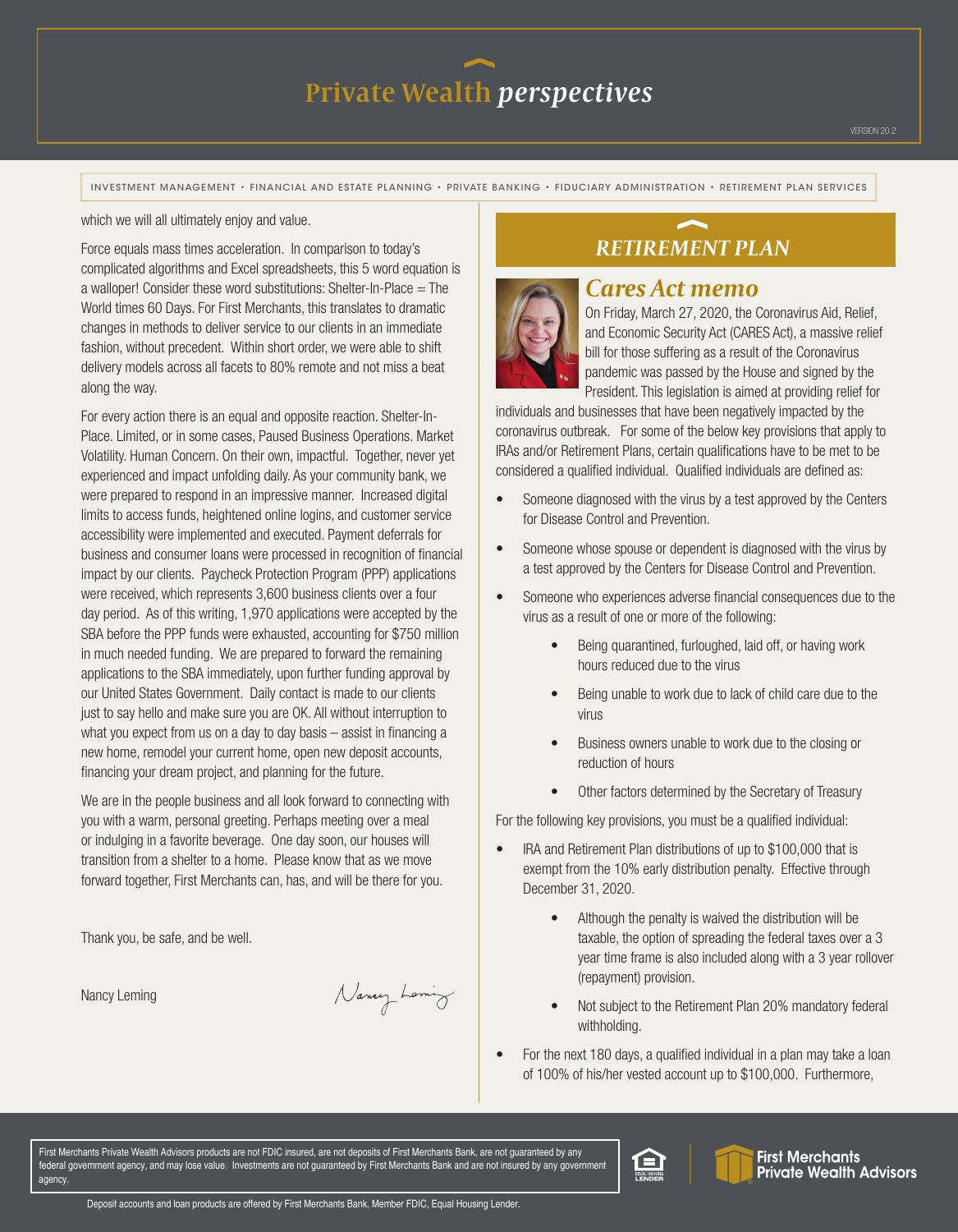which we will all ultimately enjoy and value.

Force equals mass times acceleration. In comparison to today's complicated algorithms and Excel spreadsheets, this 5 word equation is a walloper! Consider these word substitutions: Shelter-In-Place = The World times 60 Days. For First Merchants, this translates to dramatic changes in methods to deliver service to our clients in an immediate fashion, without precedent. Within short order, we were able to shift delivery models across all facets to 80% remote and not miss a beat along the way.

For every action there is an equal and opposite reaction. Shelter-In-Place. Limited, or in some cases, Paused Business Operations. Market Volatility. Human Concern. On their own, impactful. Together, never yet experienced and impact unfolding daily. As your community bank, we were prepared to respond in an impressive manner. Increased digital limits to access funds, heightened online logins, and customer service accessibility were implemented and executed. Payment deferrals for business and consumer loans were processed in recognition of financial impact by our clients. Paycheck Protection Program (PPP) applications were received, which represents 3,600 business clients over a four day period. As of this writing, 1,970 applications were accepted by the SBA before the PPP funds were exhausted, accounting for $750 million in much needed funding. We are prepared to forward the remaining applications to the SBA immediately, upon further funding approval by our United States Government. Daily contact is made to our clients just to say hello and make sure you are OK. All without interruption to what you expect from us on a day to day basis – assist in financing a new home, remodel your current home, open new deposit accounts, financing your dream project, and planning for the future.

We are in the people business and all look forward to connecting with you with a warm, personal greeting. Perhaps meeting over a meal or indulging in a favorite beverage. One day soon, our houses will transition from a shelter to a home. Please know that as we move forward together, First Merchants can, has, and will be there for you.

Thank you, be safe, and be well.

Nancy Leming

## RETIREMENT PLAN

### *Cares Act memo*

On Friday, March 27, 2020, the Coronavirus Aid, Relief, and Economic Security Act (CARES Act), a massive relief bill for those suffering as a result of the Coronavirus pandemic was passed by the House and signed by the President. This legislation is aimed at providing relief for individuals and businesses that have been negatively impacted by the coronavirus outbreak. For some of the below key provisions that apply to IRAs and/or Retirement Plans, certain qualifications have to be met to be considered a qualified individual. Qualified individuals are defined as:

- Someone diagnosed with the virus by a test approved by the Centers for Disease Control and Prevention.
- Someone whose spouse or dependent is diagnosed with the virus by a test approved by the Centers for Disease Control and Prevention.
- Someone who experiences adverse financial consequences due to the virus as a result of one or more of the following:
  - Being quarantined, furloughed, laid off, or having work hours reduced due to the virus
  - Being unable to work due to lack of child care due to the virus
  - Business owners unable to work due to the closing or reduction of hours
  - Other factors determined by the Secretary of Treasury

For the following key provisions, you must be a qualified individual:

- IRA and Retirement Plan distributions of up to $100,000 that is exempt from the 10% early distribution penalty. Effective through December 31, 2020.
  - Although the penalty is waived the distribution will be taxable, the option of spreading the federal taxes over a 3 year time frame is also included along with a 3 year rollover (repayment) provision.
  - Not subject to the Retirement Plan 20% mandatory federal withholding.
- For the next 180 days, a qualified individual in a plan may take a loan of 100% of his/her vested account up to $100,000. Furthermore,

First Merchants Private Wealth Advisors products are not FDIC insured, are not deposits of First Merchants Bank, are not guaranteed by any federal government agency, and may lose value. Investments are not guaranteed by First Merchants Bank and are not insured by any government agency.

Deposit accounts and loan products are offered by First Merchants Bank, Member FDIC, Equal Housing Lender.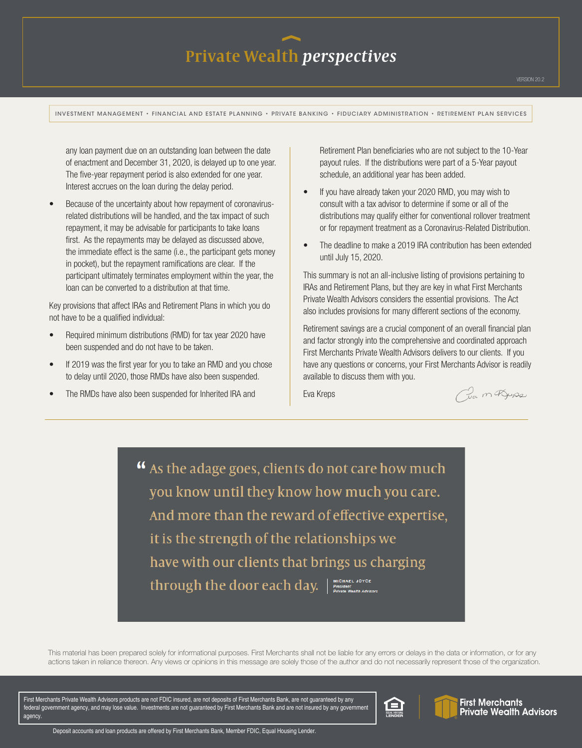any loan payment due on an outstanding loan between the date of enactment and December 31, 2020, is delayed up to one year. The five-year repayment period is also extended for one year. Interest accrues on the loan during the delay period.

- Because of the uncertainty about how repayment of coronavirus-related distributions will be handled, and the tax impact of such repayment, it may be advisable for participants to take loans first. As the repayments may be delayed as discussed above, the immediate effect is the same (i.e., the participant gets money in pocket), but the repayment ramifications are clear. If the participant ultimately terminates employment within the year, the loan can be converted to a distribution at that time.

Key provisions that affect IRAs and Retirement Plans in which you do not have to be a qualified individual:

- Required minimum distributions (RMD) for tax year 2020 have been suspended and do not have to be taken.
- If 2019 was the first year for you to take an RMD and you chose to delay until 2020, those RMDs have also been suspended.
- The RMDs have also been suspended for Inherited IRA and Retirement Plan beneficiaries who are not subject to the 10-Year payout rules. If the distributions were part of a 5-Year payout schedule, an additional year has been added.
- If you have already taken your 2020 RMD, you may wish to consult with a tax advisor to determine if some or all of the distributions may qualify either for conventional rollover treatment or for repayment treatment as a Coronavirus-Related Distribution.
- The deadline to make a 2019 IRA contribution has been extended until July 15, 2020.

This summary is not an all-inclusive listing of provisions pertaining to IRAs and Retirement Plans, but they are key in what First Merchants Private Wealth Advisors considers the essential provisions. The Act also includes provisions for many different sections of the economy.

Retirement savings are a crucial component of an overall financial plan and factor strongly into the comprehensive and coordinated approach First Merchants Private Wealth Advisors delivers to our clients. If you have any questions or concerns, your First Merchants Advisor is readily available to discuss them with you.

Eva Kreps

> "As the adage goes, clients do not care how much you know until they know how much you care. And more than the reward of effective expertise, it is the strength of the relationships we have with our clients that brings us charging through the door each day.
>
> MICHAEL JOYCE
> *President*
> *Private Wealth Advisors*

This material has been prepared solely for informational purposes. First Merchants shall not be liable for any errors or delays in the data or information, or for any actions taken in reliance thereon. Any views or opinions in this message are solely those of the author and do not necessarily represent those of the organization.

First Merchants Private Wealth Advisors products are not FDIC insured, are not deposits of First Merchants Bank, are not guaranteed by any federal government agency, and may lose value. Investments are not guaranteed by First Merchants Bank and are not insured by any government agency.

Deposit accounts and loan products are offered by First Merchants Bank, Member FDIC, Equal Housing Lender.